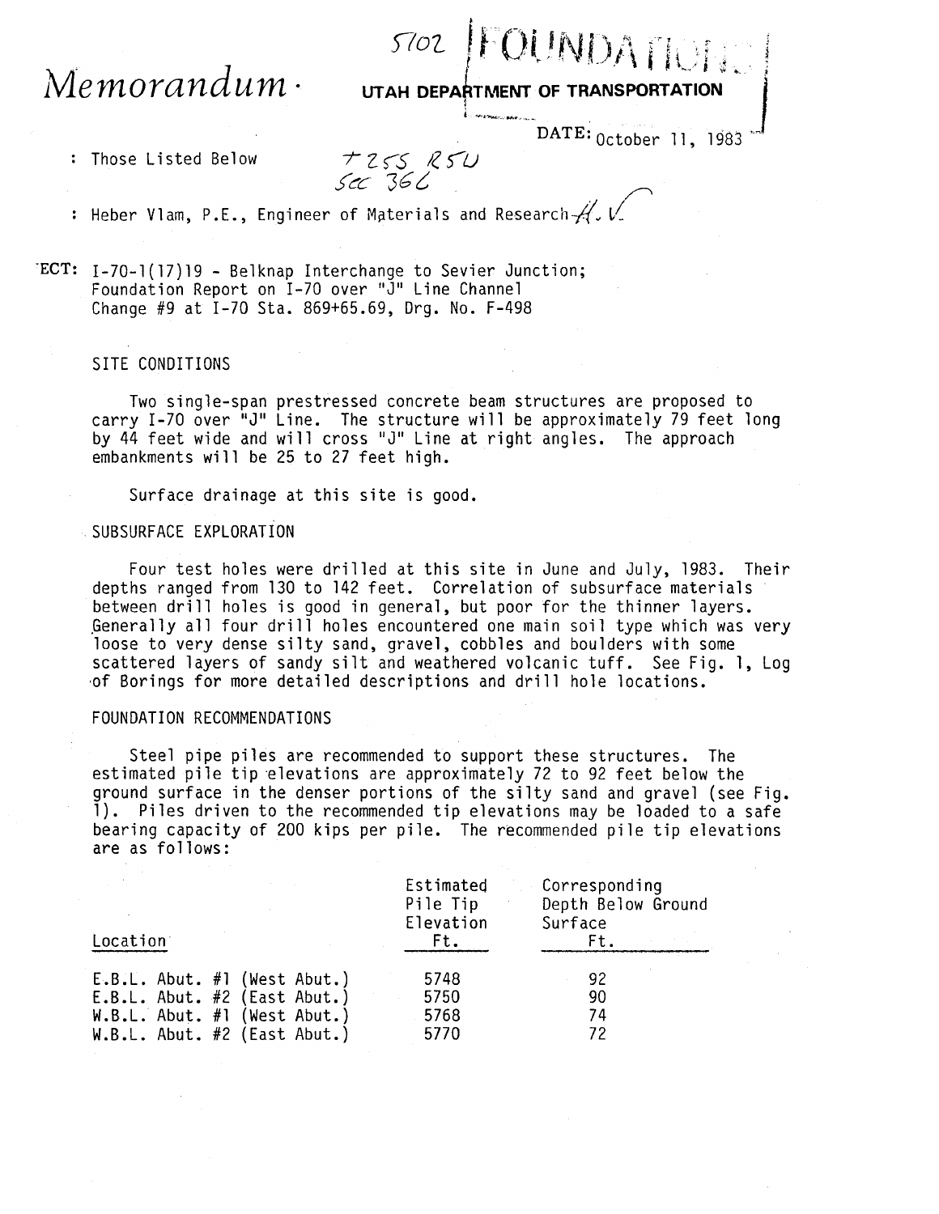5702 FOUNDATION

# Memorandum ·

**UTAH DEPARTMENT OF TRANSPORTATION**

DATE: October 11, 1983

: Those Listed Below

T25S R5W
Sec 36C

: Heber Vlam, P.E., Engineer of Materials and Research H. V.

ECT: I-70-1(17)19 - Belknap Interchange to Sevier Junction;
Foundation Report on I-70 over "J" Line Channel
Change #9 at I-70 Sta. 869+65.69, Drg. No. F-498

## SITE CONDITIONS

Two single-span prestressed concrete beam structures are proposed to carry I-70 over "J" Line. The structure will be approximately 79 feet long by 44 feet wide and will cross "J" Line at right angles. The approach embankments will be 25 to 27 feet high.

Surface drainage at this site is good.

## SUBSURFACE EXPLORATION

Four test holes were drilled at this site in June and July, 1983. Their depths ranged from 130 to 142 feet. Correlation of subsurface materials between drill holes is good in general, but poor for the thinner layers. Generally all four drill holes encountered one main soil type which was very loose to very dense silty sand, gravel, cobbles and boulders with some scattered layers of sandy silt and weathered volcanic tuff. See Fig. 1, Log of Borings for more detailed descriptions and drill hole locations.

## FOUNDATION RECOMMENDATIONS

Steel pipe piles are recommended to support these structures. The estimated pile tip elevations are approximately 72 to 92 feet below the ground surface in the denser portions of the silty sand and gravel (see Fig. 1). Piles driven to the recommended tip elevations may be loaded to a safe bearing capacity of 200 kips per pile. The recommended pile tip elevations are as follows:

| Location | Estimated Pile Tip Elevation Ft. | Corresponding Depth Below Ground Surface Ft. |
|---|---|---|
| E.B.L. Abut. #1 (West Abut.) | 5748 | 92 |
| E.B.L. Abut. #2 (East Abut.) | 5750 | 90 |
| W.B.L. Abut. #1 (West Abut.) | 5768 | 74 |
| W.B.L. Abut. #2 (East Abut.) | 5770 | 72 |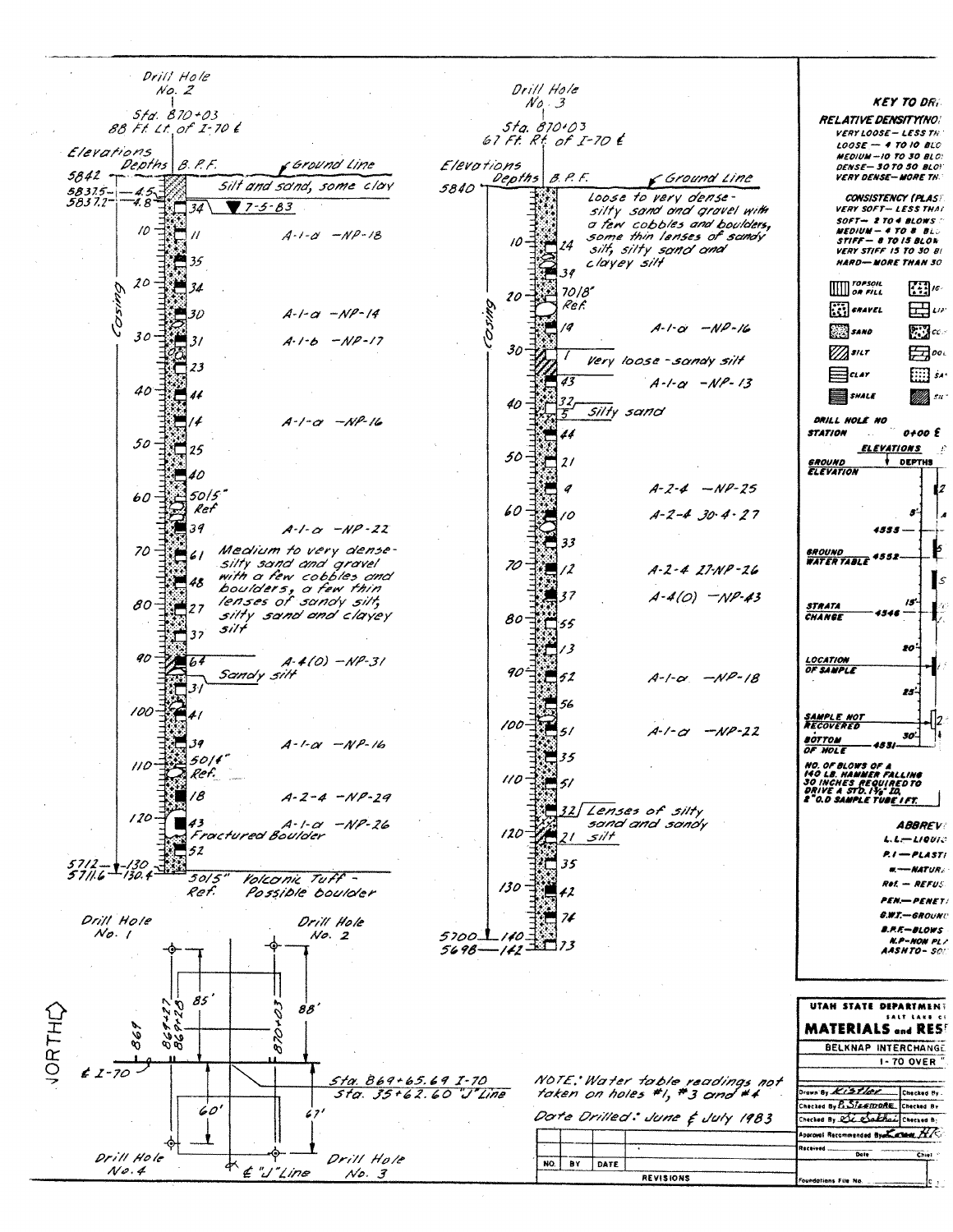## Drill Hole No. 2

Sta. 870+03
88 Ft. Lt. of I-70 ℄

| Elevations | Depths | B.P.F. | Description / Classification |
|---|---|---|---|
| 5842 | | | Ground Line — Silt and sand, some clay |
| 5837.5 | 4.5 | | |
| 5837.2 | 4.8 | 34 | ▼ 7-5-83 |
| | 10 | 11 | A-1-a -NP-18 |
| | | 35 | |
| | 20 | 34 | |
| | | 30 | A-1-a -NP-14 |
| | 30 | 31 | A-1-b -NP-17 |
| | | 23 | |
| | 40 | 44 | |
| | | 14 | A-1-a -NP-16 |
| | 50 | 25 | |
| | | 40 | |
| | 60 | 50/5" Ref | |
| | | 39 | A-1-a -NP-22 |
| | 70 | 61 | Medium to very dense-silty sand and gravel with a few cobbles and boulders, a few thin lenses of sandy silt, silty sand and clayey silt |
| | | 48 | |
| | 80 | 27 | |
| | | 37 | |
| | 90 | 64 | A-4(0) -NP-31 — Sandy silt |
| | | 31 | |
| | 100 | 41 | |
| | | 39 | A-1-a -NP-16 |
| | 110 | 50/4" Ref. | |
| | | 18 | A-2-4 -NP-29 |
| | 120 | 43 | A-1-a -NP-26 — Fractured Boulder |
| | | 52 | |
| 5712 | 130 | | Casing |
| 5711.6 | 130.4 | 50/5" Ref. | Volcanic Tuff - Possible boulder |

## Drill Hole No. 3

Sta. 870+03
67 Ft. Rt. of I-70 ℄

| Elevations | Depths | B.P.F. | Description / Classification |
|---|---|---|---|
| 5840 | | | Ground Line — Loose to very dense-silty sand and gravel with a few cobbles and boulders, some thin lenses of sandy silt, silty sand and clayey silt |
| | 10 | 24 | |
| | | 39 | |
| | 20 | 70/8" Ref. | |
| | | 19 | A-1-a -NP-16 |
| | 30 | 1 | Very loose - sandy silt |
| | | 43 | A-1-a -NP-13 |
| | 40 | 32 | |
| | | 5 | Silty sand |
| | | 44 | |
| | 50 | 21 | |
| | | 4 | A-2-4 -NP-25 |
| | 60 | 10 | A-2-4 30-4-27 |
| | | 33 | |
| | 70 | 12 | A-2-4 27-NP-26 |
| | | 37 | A-4(0) -NP-43 |
| | 80 | 55 | |
| | | 13 | |
| | 90 | 52 | A-1-a -NP-18 |
| | | 56 | |
| | 100 | 51 | A-1-a -NP-22 |
| | | 35 | |
| | 110 | 51 | |
| | | 32 | Lenses of silty sand and sandy silt |
| | 120 | 21 | |
| | | 35 | |
| | 130 | 42 | |
| | | 74 | |
| 5700 | 140 | | Casing |
| 5698 | 142 | 73 | |

## Location Plan

- Drill Hole No. 1 — Sta. 869+27, 85'
- Drill Hole No. 2 — Sta. 870+03, 88'
- Drill Hole No. 4 — Sta. 869+28, 60'
- Drill Hole No. 3 — Sta. 870+03, 67'
- ℄ I-70; Sta. 869
- ℄ "J" Line
- Sta. 869+65.69 I-70 / Sta. 35+62.60 "J" Line
- NORTH

NOTE: Water table readings not taken on holes #1, #3 and #4

Date Drilled: June & July 1983

| NO. | BY | DATE | REVISIONS |
|---|---|---|---|
| | | | |

## KEY TO DRI...

**RELATIVE DENSITY (NO...)**
- VERY LOOSE — LESS TH...
- LOOSE — 4 TO 10 BLO...
- MEDIUM — 10 TO 30 BLO...
- DENSE — 30 TO 50 BLO...
- VERY DENSE — MORE TH...

**CONSISTENCY (PLAS...)**
- VERY SOFT — LESS THA...
- SOFT — 2 TO 4 BLOWS...
- MEDIUM — 4 TO 8 BL...
- STIFF — 8 TO 15 BLOW...
- VERY STIFF 15 TO 30 B...
- HARD — MORE THAN 30...

Legend: TOPSOIL OR FILL; GRAVEL; SAND; SILT; CLAY; SHALE

DRILL HOLE NO
STATION 0+00 ℄

ELEVATIONS / DEPTHS
- GROUND ELEVATION
- 4555
- GROUND WATER TABLE 4552
- STRATA CHANGE 4546 (15')
- LOCATION OF SAMPLE (20')
- SAMPLE NOT RECOVERED (25')
- BOTTOM OF HOLE 4531 (30')

NO. OF BLOWS OF A 140 LB. HAMMER FALLING 30 INCHES REQUIRED TO DRIVE A STD. 1⅜" I.D. 2" O.D SAMPLE TUBE 1 FT.

**ABBREV...**
- L.L. — LIQUI...
- P.I — PLASTI...
- ω — NATUR...
- Ref. — REFUS...
- PEN. — PENET...
- G.W.T. — GROUN...
- B.P.F. — BLOWS...
- N.P — NON PL...
- AASHTO — SO...

**UTAH STATE DEPARTMENT...**
SALT LAKE C...
**MATERIALS and RES...**
BELKNAP INTERCHANGE
I-70 OVER "...

- Drawn By: Kistler
- Checked By: R. Sisemore
- Checked By: S. Sabhai
- Approval Recommended By: ...
- Received / Date / Chief
- Foundations File No.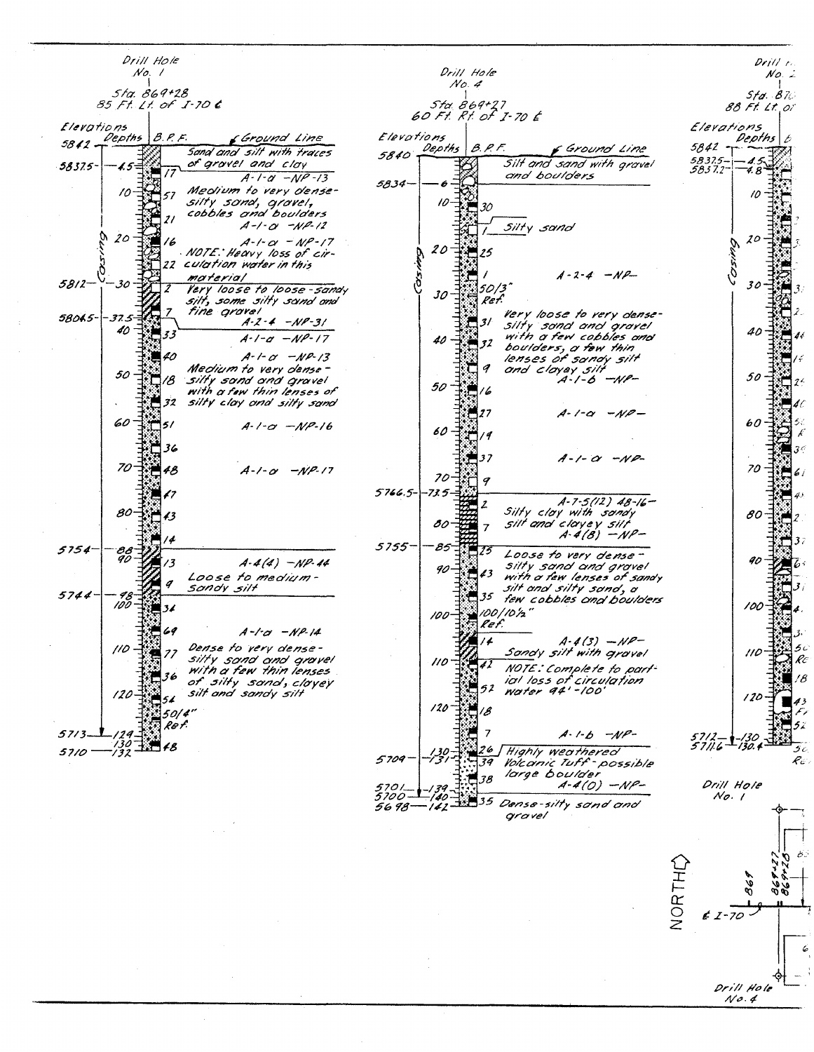Drill Hole No. 1

Sta. 869+28
85 Ft. Lt. of I-70 ℄

Elevations | Depths | B.P.F. | Ground Line

5842

5837.5 — 4.5 — 17 — Sand and silt with traces of gravel and clay

A-1-a -NP-13

10 — 57 — Medium to very dense-silty sand, gravel, cobbles and boulders

21 — A-1-a -NP-12

20 — 16 — A-1-a -NP-17

22 — NOTE: Heavy loss of circulation water in this material

5812 — 30 — 2 — Very loose to loose-sandy silt, some silty sand and fine gravel

7 — A-2-4 -NP-31

5804.5 — 37.5

40 — 33 — A-1-a -NP-17

40 — A-1-a -NP-13

50 — 18 — Medium to very dense-silty sand and gravel with a few thin lenses of silty clay and silty sand

32

60 — 51 — A-1-a -NP-16

36

70 — 48 — A-1-a -NP-17

47

80 — 43

14

5754 — 88

90 — 13 — A-4(4) -NP-44

9 — Loose to medium-sandy silt

5744 — 98

100 — 34

69 — A-1-a -NP-14

110 — 77 — Dense to very dense-silty sand and gravel with a few thin lenses of silty sand, clayey silt and sandy silt

36

120 — 54

50/4" Ref.

5713 — 129

130

5710 — 132 — 48

Casing

---

Drill Hole No. 4

Sta. 869+27
60 Ft. Rt. of I-70 ℄

Elevations | Depths | B.P.F. | Ground Line

5840 — Silt and sand with gravel and boulders

5834 — 6

10 — 30

1 — Silty sand

20 — 25

1 — A-2-4 -NP-

30 — 50/3" Ref.

31 — Very loose to very dense-silty sand and gravel with a few cobbles and boulders, a few thin lenses of sandy silt and clayey silt

40 — 32

9 — A-1-b -NP-

50 — 16

27 — A-1-a -NP-

60 — 19

37 — A-1-a -NP-

70 — 9

5766.5 — 73.5 — 2 — A-7-5(12) 48-16-

80 — 7 — Silty clay with sandy silt and clayey silt

A-4(8) -NP-

5755 — 85 — 25 — Loose to very dense-silty sand and gravel with a few lenses of sandy silt and silty sand, a few cobbles and boulders

90 — 43

35

100 — 100/10½" Ref.

14 — A-4(3) -NP-

Sandy silt with gravel

110 — 42 — NOTE: Complete to partial loss of circulation water 94'-100'

52

120 — 18

7 — A-1-b -NP-

130 — 26 — Highly weathered Volcanic Tuff - possible large boulder

5709 — 131 — 39

38 — A-4(0) -NP-

5701 — 139

5700 — 140

5698 — 142 — 35 — Dense-silty sand and gravel

Casing

---

Drill Hole No. 2

Sta. 870

88 Ft. Lt. of

Elevations | Depths

5842

5837.5 — 4.5

5837.2 — 4.8

10

20

30

40

50

60

70

80

90

100

110

120

5712 — 130

5711.6 — 130.4

Casing

---

Drill Hole No. 1

NORTH

869

869+27

869+20

℄ I-70

Drill Hole No. 4